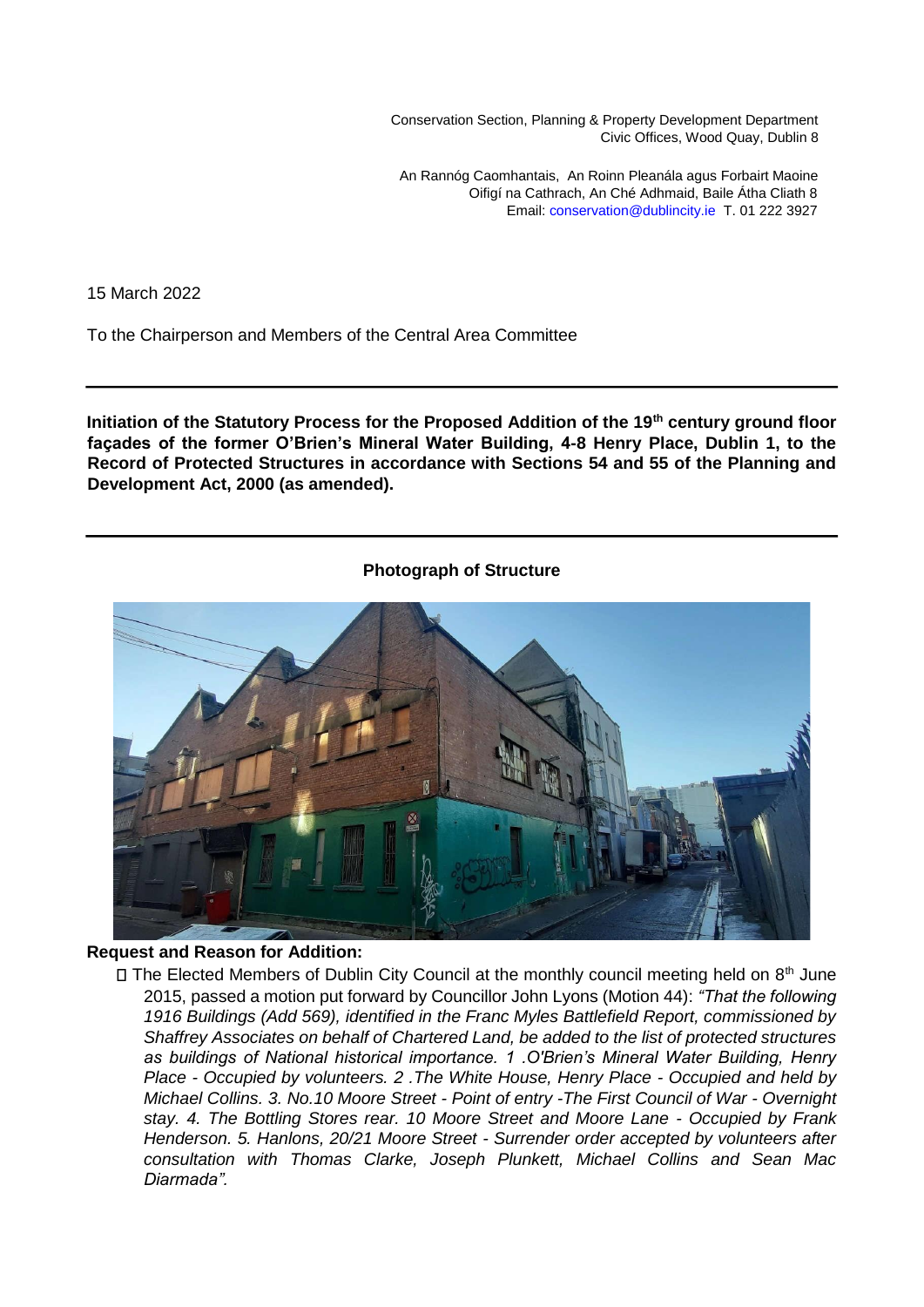Conservation Section, Planning & Property Development Department
Civic Offices, Wood Quay, Dublin 8

An Rannóg Caomhantais, An Roinn Pleanála agus Forbairt Maoine
Oifigí na Cathrach, An Ché Adhmaid, Baile Átha Cliath 8
Email: conservation@dublincity.ie T. 01 222 3927

15 March 2022

To the Chairperson and Members of the Central Area Committee

---

**Initiation of the Statutory Process for the Proposed Addition of the 19th century ground floor façades of the former O'Brien's Mineral Water Building, 4-8 Henry Place, Dublin 1, to the Record of Protected Structures in accordance with Sections 54 and 55 of the Planning and Development Act, 2000 (as amended).**

---

**Photograph of Structure**

**Request and Reason for Addition:**

- The Elected Members of Dublin City Council at the monthly council meeting held on 8th June 2015, passed a motion put forward by Councillor John Lyons (Motion 44): *"That the following 1916 Buildings (Add 569), identified in the Franc Myles Battlefield Report, commissioned by Shaffrey Associates on behalf of Chartered Land, be added to the list of protected structures as buildings of National historical importance. 1 .O'Brien's Mineral Water Building, Henry Place - Occupied by volunteers. 2 .The White House, Henry Place - Occupied and held by Michael Collins. 3. No.10 Moore Street - Point of entry -The First Council of War - Overnight stay. 4. The Bottling Stores rear. 10 Moore Street and Moore Lane - Occupied by Frank Henderson. 5. Hanlons, 20/21 Moore Street - Surrender order accepted by volunteers after consultation with Thomas Clarke, Joseph Plunkett, Michael Collins and Sean Mac Diarmada".*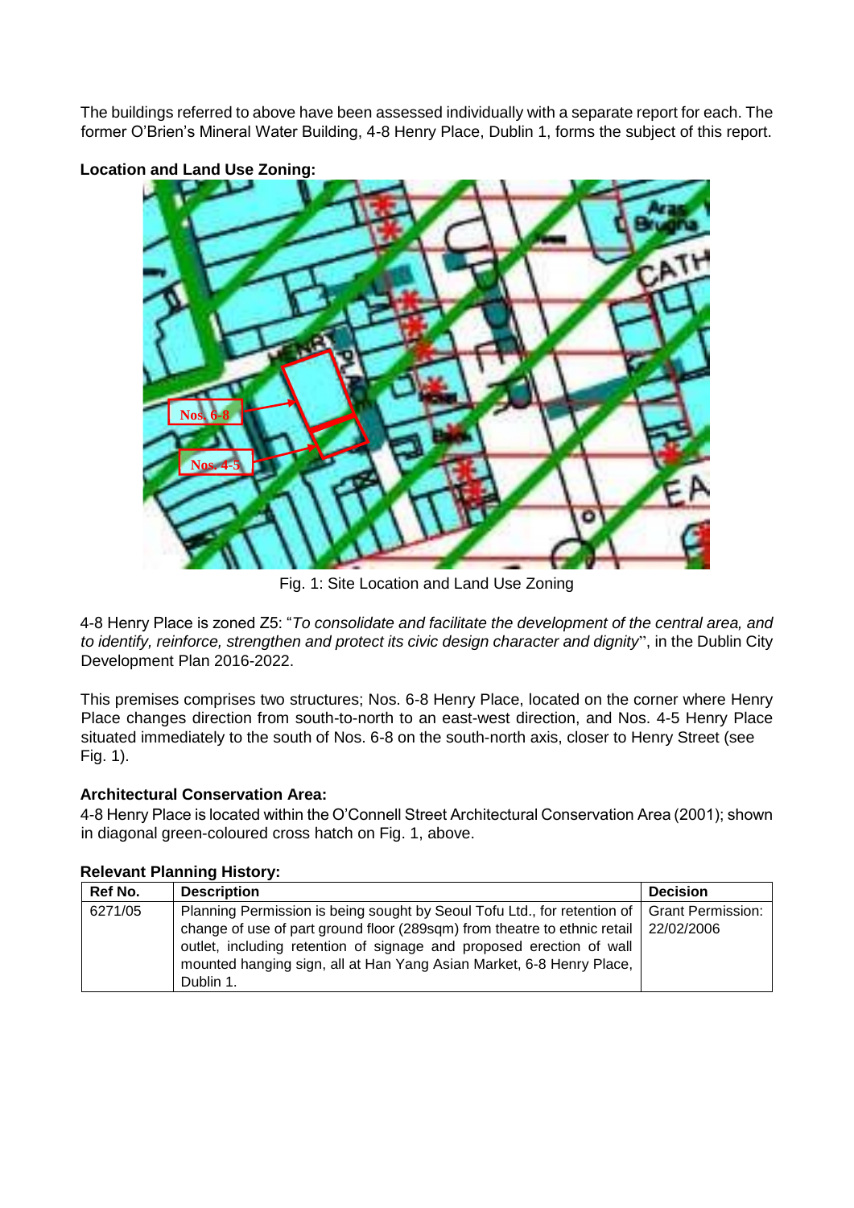The buildings referred to above have been assessed individually with a separate report for each. The former O'Brien's Mineral Water Building, 4-8 Henry Place, Dublin 1, forms the subject of this report.

**Location and Land Use Zoning:**

Fig. 1: Site Location and Land Use Zoning

4-8 Henry Place is zoned Z5: "*To consolidate and facilitate the development of the central area, and to identify, reinforce, strengthen and protect its civic design character and dignity*", in the Dublin City Development Plan 2016-2022.

This premises comprises two structures; Nos. 6-8 Henry Place, located on the corner where Henry Place changes direction from south-to-north to an east-west direction, and Nos. 4-5 Henry Place situated immediately to the south of Nos. 6-8 on the south-north axis, closer to Henry Street (see Fig. 1).

**Architectural Conservation Area:**

4-8 Henry Place is located within the O'Connell Street Architectural Conservation Area (2001); shown in diagonal green-coloured cross hatch on Fig. 1, above.

**Relevant Planning History:**

| Ref No. | Description | Decision |
|---|---|---|
| 6271/05 | Planning Permission is being sought by Seoul Tofu Ltd., for retention of change of use of part ground floor (289sqm) from theatre to ethnic retail outlet, including retention of signage and proposed erection of wall mounted hanging sign, all at Han Yang Asian Market, 6-8 Henry Place, Dublin 1. | Grant Permission: 22/02/2006 |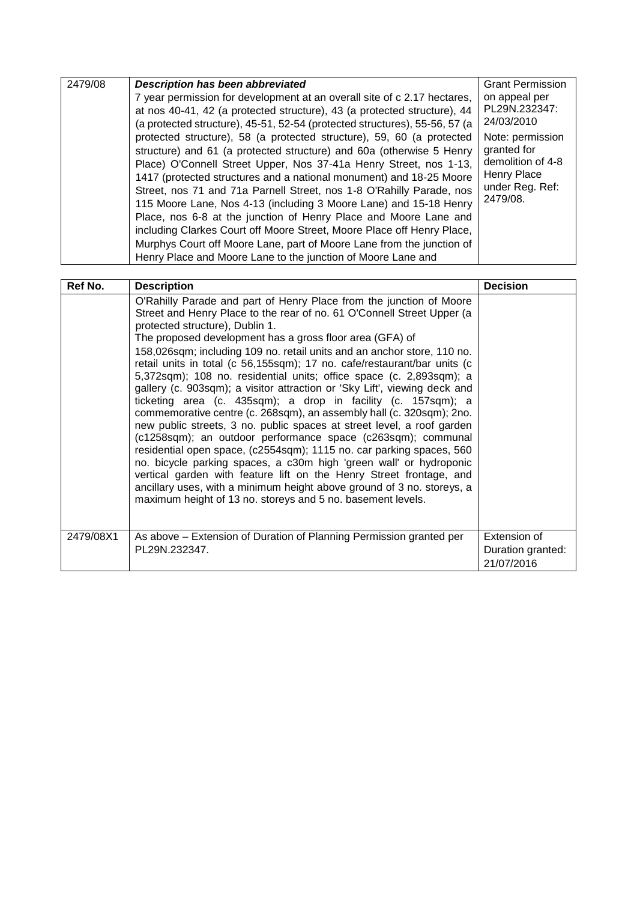| Ref No. | Description | Decision |
|---|---|---|
| 2479/08 | ***Description has been abbreviated*** 7 year permission for development at an overall site of c 2.17 hectares, at nos 40-41, 42 (a protected structure), 43 (a protected structure), 44 (a protected structure), 45-51, 52-54 (a protected structures), 55-56, 57 (a protected structure), 58 (a protected structure), 59, 60 (a protected structure) and 61 (a protected structure) and 60a (otherwise 5 Henry Place) O'Connell Street Upper, Nos 37-41a Henry Street, nos 1-13, 1417 (protected structures and a national monument) and 18-25 Moore Street, nos 71 and 71a Parnell Street, nos 1-8 O'Rahilly Parade, nos 115 Moore Lane, Nos 4-13 (including 3 Moore Lane) and 15-18 Henry Place, nos 6-8 at the junction of Henry Place and Moore Lane and including Clarkes Court off Moore Street, Moore Place off Henry Place, Murphys Court off Moore Lane, part of Moore Lane from the junction of Henry Place and Moore Lane to the junction of Moore Lane and O'Rahilly Parade and part of Henry Place from the junction of Moore Street and Henry Place to the rear of no. 61 O'Connell Street Upper (a protected structure), Dublin 1. The proposed development has a gross floor area (GFA) of 158,026sqm; including 109 no. retail units and an anchor store, 110 no. retail units in total (c 56,155sqm); 17 no. cafe/restaurant/bar units (c 5,372sqm); 108 no. residential units; office space (c. 2,893sqm); a gallery (c. 903sqm); a visitor attraction or 'Sky Lift', viewing deck and ticketing area (c. 435sqm); a drop in facility (c. 157sqm); a commemorative centre (c. 268sqm), an assembly hall (c. 320sqm); 2no. new public streets, 3 no. public spaces at street level, a roof garden (c1258sqm); an outdoor performance space (c263sqm); communal residential open space, (c2554sqm); 1115 no. car parking spaces, 560 no. bicycle parking spaces, a c30m high 'green wall' or hydroponic vertical garden with feature lift on the Henry Street frontage, and ancillary uses, with a minimum height above ground of 3 no. storeys, a maximum height of 13 no. storeys and 5 no. basement levels. | Grant Permission on appeal per PL29N.232347: 24/03/2010<br><br>Note: permission granted for demolition of 4-8 Henry Place under Reg. Ref: 2479/08. |
| 2479/08X1 | As above – Extension of Duration of Planning Permission granted per PL29N.232347. | Extension of Duration granted: 21/07/2016 |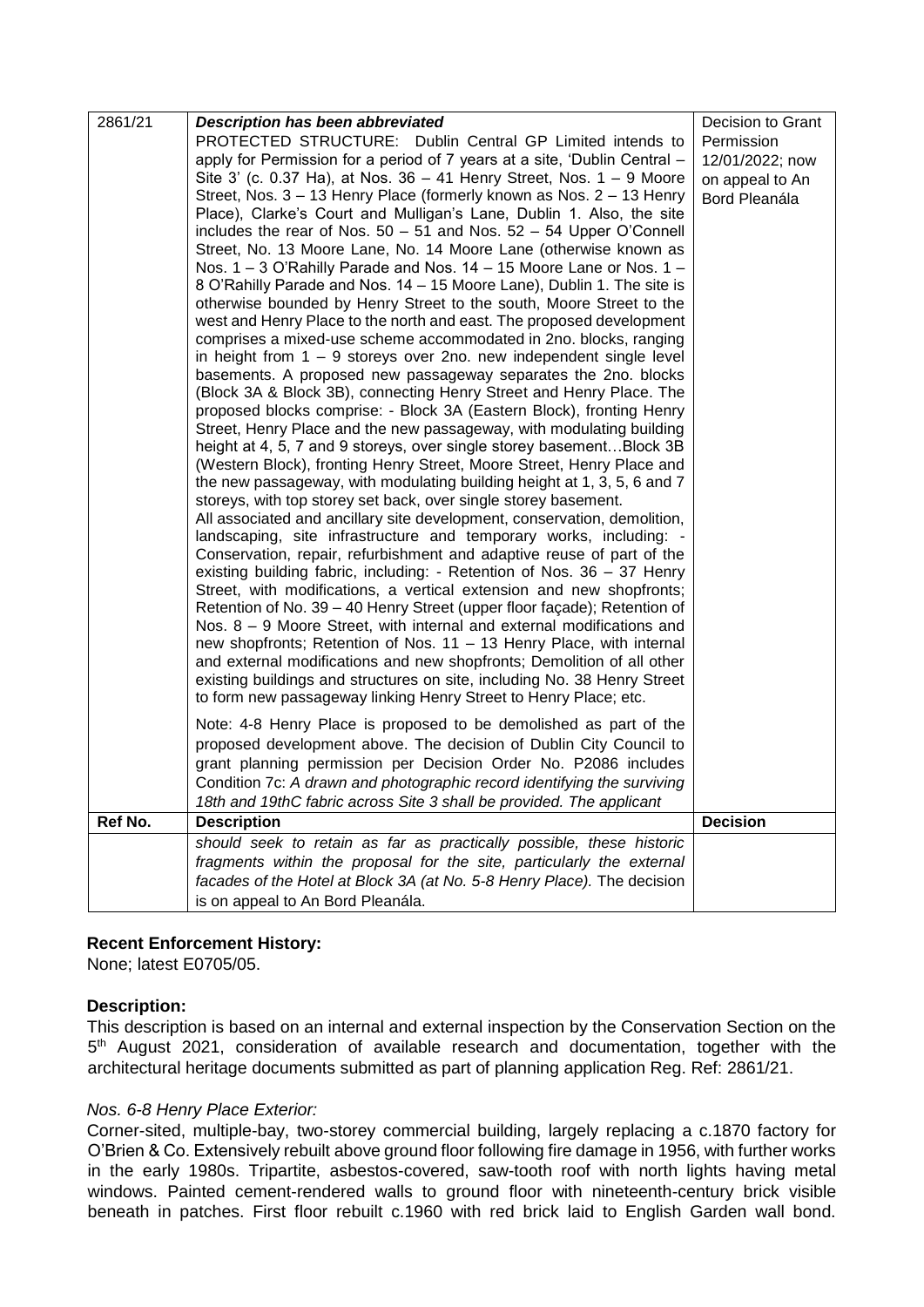| 2861/21 | ***Description has been abbreviated*** PROTECTED STRUCTURE: Dublin Central GP Limited intends to apply for Permission for a period of 7 years at a site, 'Dublin Central – Site 3' (c. 0.37 Ha), at Nos. 36 – 41 Henry Street, Nos. 1 – 9 Moore Street, Nos. 3 – 13 Henry Place (formerly known as Nos. 2 – 13 Henry Place), Clarke's Court and Mulligan's Lane, Dublin 1. Also, the site includes the rear of Nos. 50 – 51 and Nos. 52 – 54 Upper O'Connell Street, No. 13 Moore Lane, No. 14 Moore Lane (otherwise known as Nos. 1 – 3 O'Rahilly Parade and Nos. 14 – 15 Moore Lane or Nos. 1 – 8 O'Rahilly Parade and Nos. 14 – 15 Moore Lane), Dublin 1. The site is otherwise bounded by Henry Street to the south, Moore Street to the west and Henry Place to the north and east. The proposed development comprises a mixed-use scheme accommodated in 2no. blocks, ranging in height from 1 – 9 storeys over 2no. new independent single level basements. A proposed new passageway separates the 2no. blocks (Block 3A & Block 3B), connecting Henry Street and Henry Place. The proposed blocks comprise: - Block 3A (Eastern Block), fronting Henry Street, Henry Place and the new passageway, with modulating building height at 4, 5, 7 and 9 storeys, over single storey basement…Block 3B (Western Block), fronting Henry Street, Moore Street, Henry Place and the new passageway, with modulating building height at 1, 3, 5, 6 and 7 storeys, with top storey set back, over single storey basement. All associated and ancillary site development, conservation, demolition, landscaping, site infrastructure and temporary works, including: - Conservation, repair, refurbishment and adaptive reuse of part of the existing building fabric, including: - Retention of Nos. 36 – 37 Henry Street, with modifications, a vertical extension and new shopfronts; Retention of No. 39 – 40 Henry Street (upper floor façade); Retention of Nos. 8 – 9 Moore Street, with internal and external modifications and new shopfronts; Retention of Nos. 11 – 13 Henry Place, with internal and external modifications and new shopfronts; Demolition of all other existing buildings and structures on site, including No. 38 Henry Street to form new passageway linking Henry Street to Henry Place; etc.<br><br>Note: 4-8 Henry Place is proposed to be demolished as part of the proposed development above. The decision of Dublin City Council to grant planning permission per Decision Order No. P2086 includes Condition 7c: *A drawn and photographic record identifying the surviving 18th and 19thC fabric across Site 3 shall be provided. The applicant should seek to retain as far as practically possible, these historic fragments within the proposal for the site, particularly the external facades of the Hotel at Block 3A (at No. 5-8 Henry Place).* The decision is on appeal to An Bord Pleanála. | Decision to Grant Permission 12/01/2022; now on appeal to An Bord Pleanála |
|---|---|---|

**Recent Enforcement History:**

None; latest E0705/05.

**Description:**

This description is based on an internal and external inspection by the Conservation Section on the 5th August 2021, consideration of available research and documentation, together with the architectural heritage documents submitted as part of planning application Reg. Ref: 2861/21.

*Nos. 6-8 Henry Place Exterior:*

Corner-sited, multiple-bay, two-storey commercial building, largely replacing a c.1870 factory for O'Brien & Co. Extensively rebuilt above ground floor following fire damage in 1956, with further works in the early 1980s. Tripartite, asbestos-covered, saw-tooth roof with north lights having metal windows. Painted cement-rendered walls to ground floor with nineteenth-century brick visible beneath in patches. First floor rebuilt c.1960 with red brick laid to English Garden wall bond.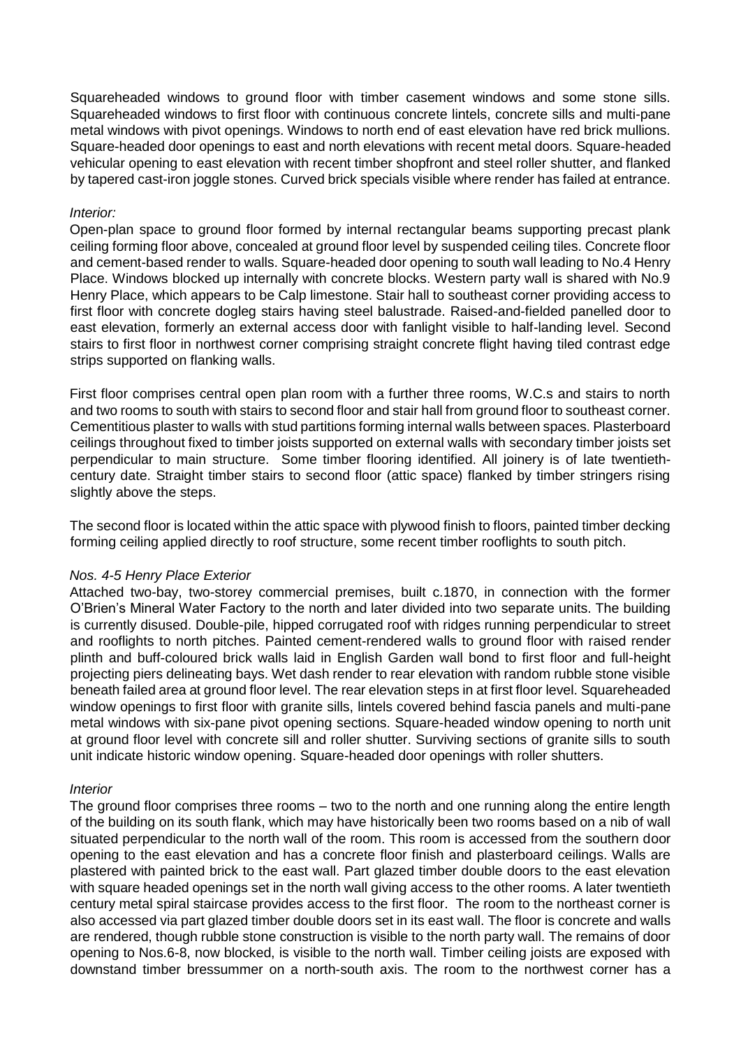Squareheaded windows to ground floor with timber casement windows and some stone sills. Squareheaded windows to first floor with continuous concrete lintels, concrete sills and multi-pane metal windows with pivot openings. Windows to north end of east elevation have red brick mullions. Square-headed door openings to east and north elevations with recent metal doors. Square-headed vehicular opening to east elevation with recent timber shopfront and steel roller shutter, and flanked by tapered cast-iron joggle stones. Curved brick specials visible where render has failed at entrance.

*Interior:*

Open-plan space to ground floor formed by internal rectangular beams supporting precast plank ceiling forming floor above, concealed at ground floor level by suspended ceiling tiles. Concrete floor and cement-based render to walls. Square-headed door opening to south wall leading to No.4 Henry Place. Windows blocked up internally with concrete blocks. Western party wall is shared with No.9 Henry Place, which appears to be Calp limestone. Stair hall to southeast corner providing access to first floor with concrete dogleg stairs having steel balustrade. Raised-and-fielded panelled door to east elevation, formerly an external access door with fanlight visible to half-landing level. Second stairs to first floor in northwest corner comprising straight concrete flight having tiled contrast edge strips supported on flanking walls.

First floor comprises central open plan room with a further three rooms, W.C.s and stairs to north and two rooms to south with stairs to second floor and stair hall from ground floor to southeast corner. Cementitious plaster to walls with stud partitions forming internal walls between spaces. Plasterboard ceilings throughout fixed to timber joists supported on external walls with secondary timber joists set perpendicular to main structure. Some timber flooring identified. All joinery is of late twentieth-century date. Straight timber stairs to second floor (attic space) flanked by timber stringers rising slightly above the steps.

The second floor is located within the attic space with plywood finish to floors, painted timber decking forming ceiling applied directly to roof structure, some recent timber rooflights to south pitch.

*Nos. 4-5 Henry Place Exterior*

Attached two-bay, two-storey commercial premises, built c.1870, in connection with the former O'Brien's Mineral Water Factory to the north and later divided into two separate units. The building is currently disused. Double-pile, hipped corrugated roof with ridges running perpendicular to street and rooflights to north pitches. Painted cement-rendered walls to ground floor with raised render plinth and buff-coloured brick walls laid in English Garden wall bond to first floor and full-height projecting piers delineating bays. Wet dash render to rear elevation with random rubble stone visible beneath failed area at ground floor level. The rear elevation steps in at first floor level. Squareheaded window openings to first floor with granite sills, lintels covered behind fascia panels and multi-pane metal windows with six-pane pivot opening sections. Square-headed window opening to north unit at ground floor level with concrete sill and roller shutter. Surviving sections of granite sills to south unit indicate historic window opening. Square-headed door openings with roller shutters.

*Interior*

The ground floor comprises three rooms – two to the north and one running along the entire length of the building on its south flank, which may have historically been two rooms based on a nib of wall situated perpendicular to the north wall of the room. This room is accessed from the southern door opening to the east elevation and has a concrete floor finish and plasterboard ceilings. Walls are plastered with painted brick to the east wall. Part glazed timber double doors to the east elevation with square headed openings set in the north wall giving access to the other rooms. A later twentieth century metal spiral staircase provides access to the first floor. The room to the northeast corner is also accessed via part glazed timber double doors set in its east wall. The floor is concrete and walls are rendered, though rubble stone construction is visible to the north party wall. The remains of door opening to Nos.6-8, now blocked, is visible to the north wall. Timber ceiling joists are exposed with downstand timber bressummer on a north-south axis. The room to the northwest corner has a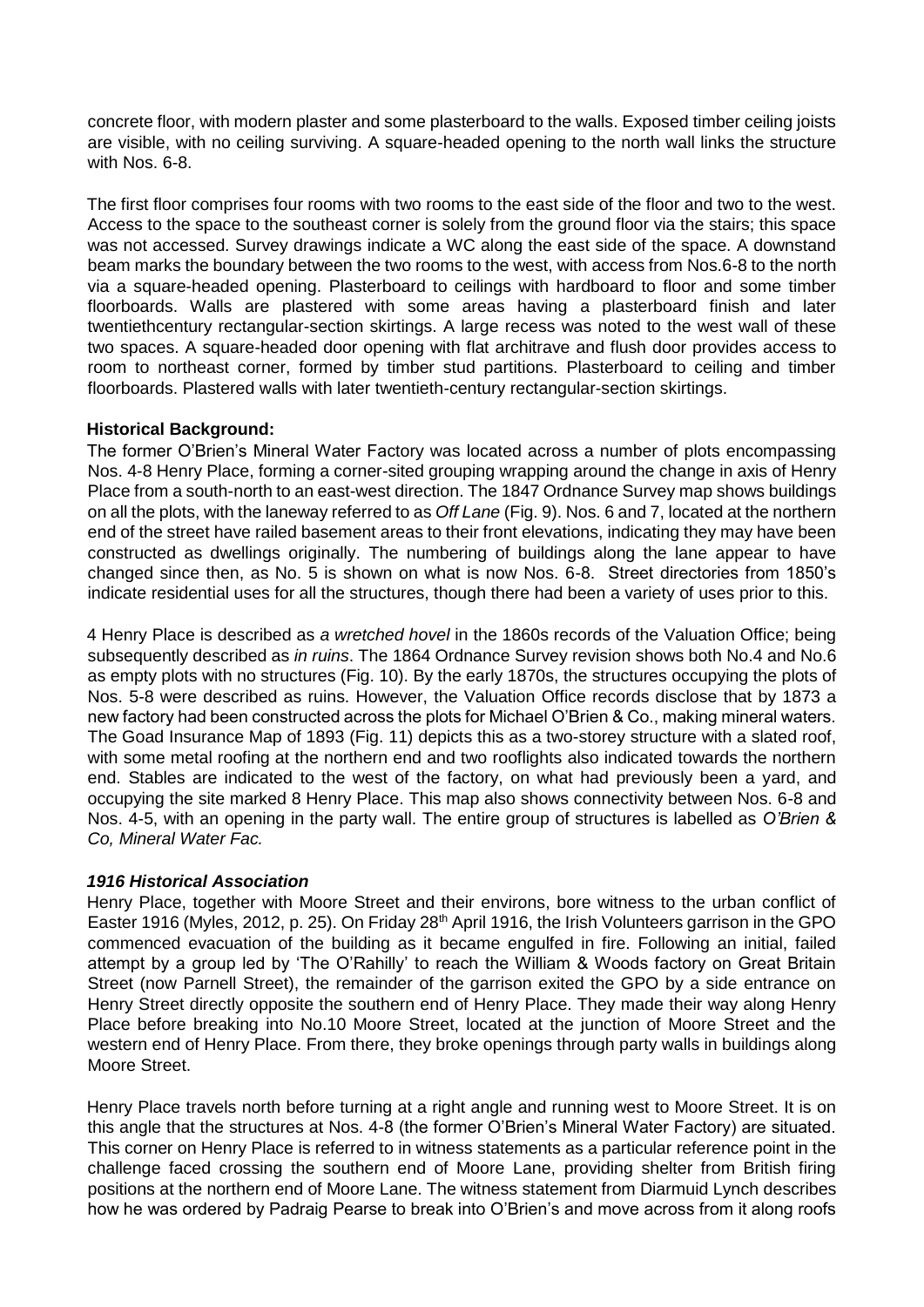concrete floor, with modern plaster and some plasterboard to the walls. Exposed timber ceiling joists are visible, with no ceiling surviving. A square-headed opening to the north wall links the structure with Nos. 6-8.

The first floor comprises four rooms with two rooms to the east side of the floor and two to the west. Access to the space to the southeast corner is solely from the ground floor via the stairs; this space was not accessed. Survey drawings indicate a WC along the east side of the space. A downstand beam marks the boundary between the two rooms to the west, with access from Nos.6-8 to the north via a square-headed opening. Plasterboard to ceilings with hardboard to floor and some timber floorboards. Walls are plastered with some areas having a plasterboard finish and later twentiethcentury rectangular-section skirtings. A large recess was noted to the west wall of these two spaces. A square-headed door opening with flat architrave and flush door provides access to room to northeast corner, formed by timber stud partitions. Plasterboard to ceiling and timber floorboards. Plastered walls with later twentieth-century rectangular-section skirtings.

**Historical Background:**

The former O'Brien's Mineral Water Factory was located across a number of plots encompassing Nos. 4-8 Henry Place, forming a corner-sited grouping wrapping around the change in axis of Henry Place from a south-north to an east-west direction. The 1847 Ordnance Survey map shows buildings on all the plots, with the laneway referred to as *Off Lane* (Fig. 9). Nos. 6 and 7, located at the northern end of the street have railed basement areas to their front elevations, indicating they may have been constructed as dwellings originally. The numbering of buildings along the lane appear to have changed since then, as No. 5 is shown on what is now Nos. 6-8. Street directories from 1850's indicate residential uses for all the structures, though there had been a variety of uses prior to this.

4 Henry Place is described as *a wretched hovel* in the 1860s records of the Valuation Office; being subsequently described as *in ruins*. The 1864 Ordnance Survey revision shows both No.4 and No.6 as empty plots with no structures (Fig. 10). By the early 1870s, the structures occupying the plots of Nos. 5-8 were described as ruins. However, the Valuation Office records disclose that by 1873 a new factory had been constructed across the plots for Michael O'Brien & Co., making mineral waters. The Goad Insurance Map of 1893 (Fig. 11) depicts this as a two-storey structure with a slated roof, with some metal roofing at the northern end and two rooflights also indicated towards the northern end. Stables are indicated to the west of the factory, on what had previously been a yard, and occupying the site marked 8 Henry Place. This map also shows connectivity between Nos. 6-8 and Nos. 4-5, with an opening in the party wall. The entire group of structures is labelled as *O'Brien & Co, Mineral Water Fac.*

***1916 Historical Association***

Henry Place, together with Moore Street and their environs, bore witness to the urban conflict of Easter 1916 (Myles, 2012, p. 25). On Friday 28th April 1916, the Irish Volunteers garrison in the GPO commenced evacuation of the building as it became engulfed in fire. Following an initial, failed attempt by a group led by 'The O'Rahilly' to reach the William & Woods factory on Great Britain Street (now Parnell Street), the remainder of the garrison exited the GPO by a side entrance on Henry Street directly opposite the southern end of Henry Place. They made their way along Henry Place before breaking into No.10 Moore Street, located at the junction of Moore Street and the western end of Henry Place. From there, they broke openings through party walls in buildings along Moore Street.

Henry Place travels north before turning at a right angle and running west to Moore Street. It is on this angle that the structures at Nos. 4-8 (the former O'Brien's Mineral Water Factory) are situated. This corner on Henry Place is referred to in witness statements as a particular reference point in the challenge faced crossing the southern end of Moore Lane, providing shelter from British firing positions at the northern end of Moore Lane. The witness statement from Diarmuid Lynch describes how he was ordered by Padraig Pearse to break into O'Brien's and move across from it along roofs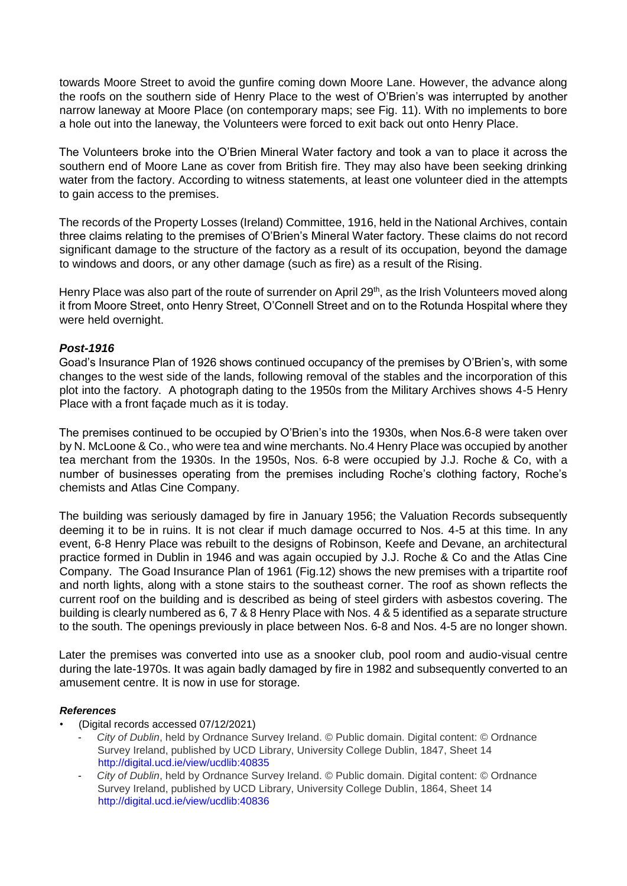towards Moore Street to avoid the gunfire coming down Moore Lane. However, the advance along the roofs on the southern side of Henry Place to the west of O'Brien's was interrupted by another narrow laneway at Moore Place (on contemporary maps; see Fig. 11). With no implements to bore a hole out into the laneway, the Volunteers were forced to exit back out onto Henry Place.

The Volunteers broke into the O'Brien Mineral Water factory and took a van to place it across the southern end of Moore Lane as cover from British fire. They may also have been seeking drinking water from the factory. According to witness statements, at least one volunteer died in the attempts to gain access to the premises.

The records of the Property Losses (Ireland) Committee, 1916, held in the National Archives, contain three claims relating to the premises of O'Brien's Mineral Water factory. These claims do not record significant damage to the structure of the factory as a result of its occupation, beyond the damage to windows and doors, or any other damage (such as fire) as a result of the Rising.

Henry Place was also part of the route of surrender on April 29th, as the Irish Volunteers moved along it from Moore Street, onto Henry Street, O'Connell Street and on to the Rotunda Hospital where they were held overnight.

***Post-1916***

Goad's Insurance Plan of 1926 shows continued occupancy of the premises by O'Brien's, with some changes to the west side of the lands, following removal of the stables and the incorporation of this plot into the factory. A photograph dating to the 1950s from the Military Archives shows 4-5 Henry Place with a front façade much as it is today.

The premises continued to be occupied by O'Brien's into the 1930s, when Nos.6-8 were taken over by N. McLoone & Co., who were tea and wine merchants. No.4 Henry Place was occupied by another tea merchant from the 1930s. In the 1950s, Nos. 6-8 were occupied by J.J. Roche & Co, with a number of businesses operating from the premises including Roche's clothing factory, Roche's chemists and Atlas Cine Company.

The building was seriously damaged by fire in January 1956; the Valuation Records subsequently deeming it to be in ruins. It is not clear if much damage occurred to Nos. 4-5 at this time. In any event, 6-8 Henry Place was rebuilt to the designs of Robinson, Keefe and Devane, an architectural practice formed in Dublin in 1946 and was again occupied by J.J. Roche & Co and the Atlas Cine Company. The Goad Insurance Plan of 1961 (Fig.12) shows the new premises with a tripartite roof and north lights, along with a stone stairs to the southeast corner. The roof as shown reflects the current roof on the building and is described as being of steel girders with asbestos covering. The building is clearly numbered as 6, 7 & 8 Henry Place with Nos. 4 & 5 identified as a separate structure to the south. The openings previously in place between Nos. 6-8 and Nos. 4-5 are no longer shown.

Later the premises was converted into use as a snooker club, pool room and audio-visual centre during the late-1970s. It was again badly damaged by fire in 1982 and subsequently converted to an amusement centre. It is now in use for storage.

***References***

- (Digital records accessed 07/12/2021)
  - *City of Dublin*, held by Ordnance Survey Ireland. © Public domain. Digital content: © Ordnance Survey Ireland, published by UCD Library, University College Dublin, 1847, Sheet 14 http://digital.ucd.ie/view/ucdlib:40835
  - *City of Dublin*, held by Ordnance Survey Ireland. © Public domain. Digital content: © Ordnance Survey Ireland, published by UCD Library, University College Dublin, 1864, Sheet 14 http://digital.ucd.ie/view/ucdlib:40836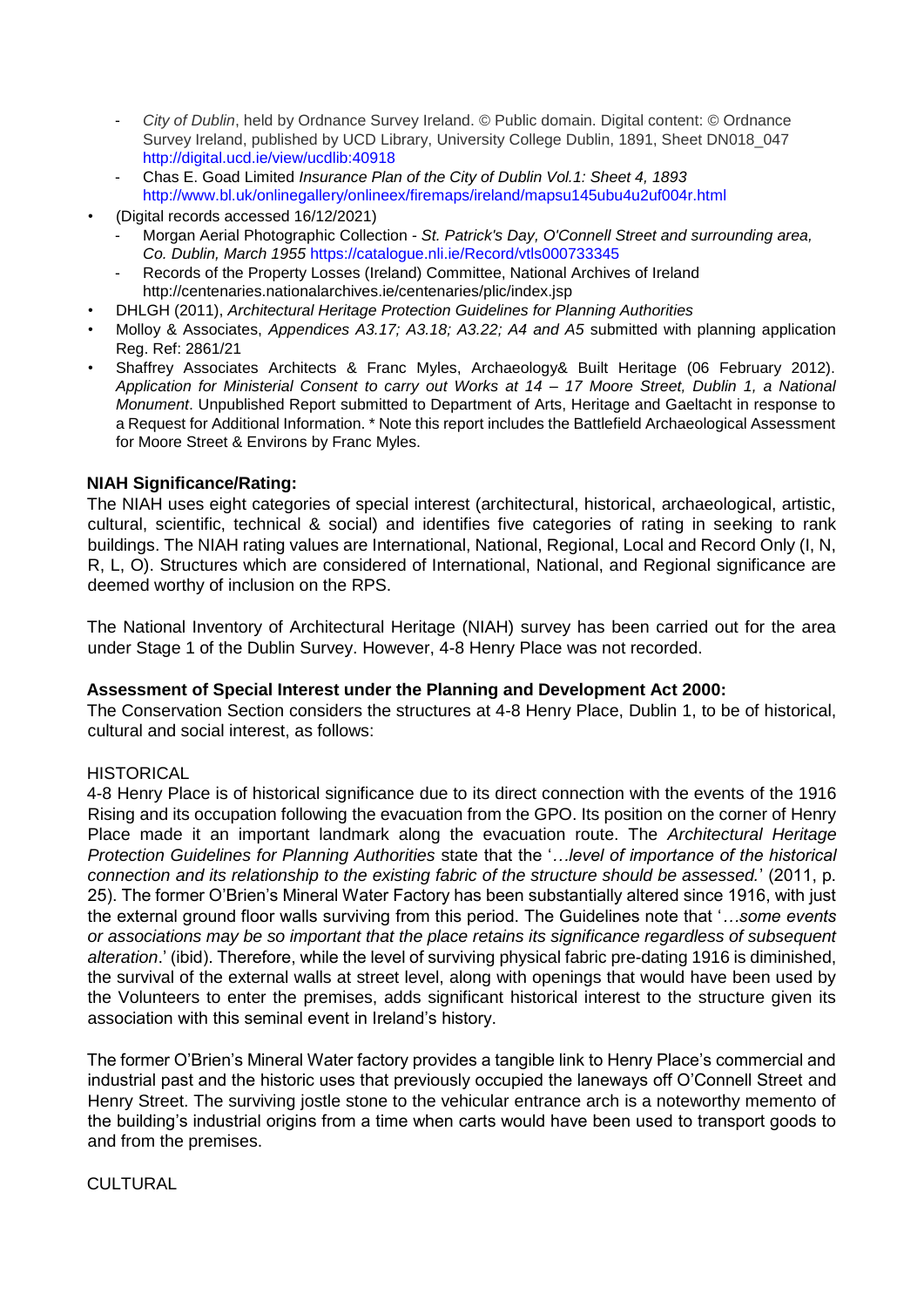- *City of Dublin*, held by Ordnance Survey Ireland. © Public domain. Digital content: © Ordnance Survey Ireland, published by UCD Library, University College Dublin, 1891, Sheet DN018_047 http://digital.ucd.ie/view/ucdlib:40918
  - Chas E. Goad Limited *Insurance Plan of the City of Dublin Vol.1: Sheet 4, 1893* http://www.bl.uk/onlinegallery/onlineex/firemaps/ireland/mapsu145ubu4u2uf004r.html
- (Digital records accessed 16/12/2021)
  - Morgan Aerial Photographic Collection - *St. Patrick's Day, O'Connell Street and surrounding area, Co. Dublin, March 1955* https://catalogue.nli.ie/Record/vtls000733345
  - Records of the Property Losses (Ireland) Committee, National Archives of Ireland http://centenaries.nationalarchives.ie/centenaries/plic/index.jsp
- DHLGH (2011), *Architectural Heritage Protection Guidelines for Planning Authorities*
- Molloy & Associates, *Appendices A3.17; A3.18; A3.22; A4 and A5* submitted with planning application Reg. Ref: 2861/21
- Shaffrey Associates Architects & Franc Myles, Archaeology& Built Heritage (06 February 2012). *Application for Ministerial Consent to carry out Works at 14 – 17 Moore Street, Dublin 1, a National Monument*. Unpublished Report submitted to Department of Arts, Heritage and Gaeltacht in response to a Request for Additional Information. * Note this report includes the Battlefield Archaeological Assessment for Moore Street & Environs by Franc Myles.

**NIAH Significance/Rating:**

The NIAH uses eight categories of special interest (architectural, historical, archaeological, artistic, cultural, scientific, technical & social) and identifies five categories of rating in seeking to rank buildings. The NIAH rating values are International, National, Regional, Local and Record Only (I, N, R, L, O). Structures which are considered of International, National, and Regional significance are deemed worthy of inclusion on the RPS.

The National Inventory of Architectural Heritage (NIAH) survey has been carried out for the area under Stage 1 of the Dublin Survey. However, 4-8 Henry Place was not recorded.

**Assessment of Special Interest under the Planning and Development Act 2000:**

The Conservation Section considers the structures at 4-8 Henry Place, Dublin 1, to be of historical, cultural and social interest, as follows:

HISTORICAL

4-8 Henry Place is of historical significance due to its direct connection with the events of the 1916 Rising and its occupation following the evacuation from the GPO. Its position on the corner of Henry Place made it an important landmark along the evacuation route. The *Architectural Heritage Protection Guidelines for Planning Authorities* state that the '*…level of importance of the historical connection and its relationship to the existing fabric of the structure should be assessed.*' (2011, p. 25). The former O'Brien's Mineral Water Factory has been substantially altered since 1916, with just the external ground floor walls surviving from this period. The Guidelines note that '*…some events or associations may be so important that the place retains its significance regardless of subsequent alteration*.' (ibid). Therefore, while the level of surviving physical fabric pre-dating 1916 is diminished, the survival of the external walls at street level, along with openings that would have been used by the Volunteers to enter the premises, adds significant historical interest to the structure given its association with this seminal event in Ireland's history.

The former O'Brien's Mineral Water factory provides a tangible link to Henry Place's commercial and industrial past and the historic uses that previously occupied the laneways off O'Connell Street and Henry Street. The surviving jostle stone to the vehicular entrance arch is a noteworthy memento of the building's industrial origins from a time when carts would have been used to transport goods to and from the premises.

CULTURAL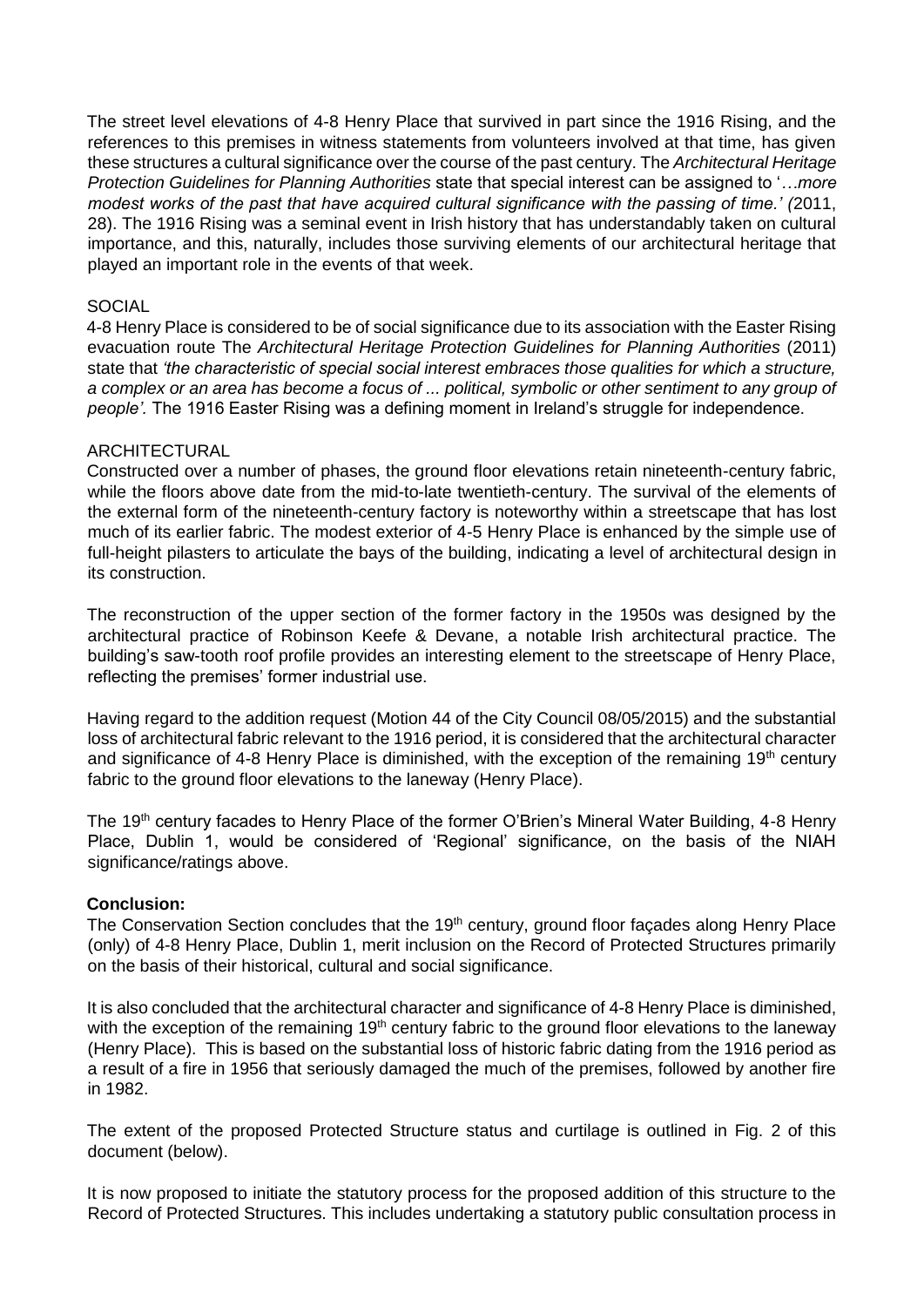The street level elevations of 4-8 Henry Place that survived in part since the 1916 Rising, and the references to this premises in witness statements from volunteers involved at that time, has given these structures a cultural significance over the course of the past century. The *Architectural Heritage Protection Guidelines for Planning Authorities* state that special interest can be assigned to '*…more modest works of the past that have acquired cultural significance with the passing of time.' (*2011, 28). The 1916 Rising was a seminal event in Irish history that has understandably taken on cultural importance, and this, naturally, includes those surviving elements of our architectural heritage that played an important role in the events of that week.

SOCIAL

4-8 Henry Place is considered to be of social significance due to its association with the Easter Rising evacuation route The *Architectural Heritage Protection Guidelines for Planning Authorities* (2011) state that *'the characteristic of special social interest embraces those qualities for which a structure, a complex or an area has become a focus of ... political, symbolic or other sentiment to any group of people'.* The 1916 Easter Rising was a defining moment in Ireland's struggle for independence.

ARCHITECTURAL

Constructed over a number of phases, the ground floor elevations retain nineteenth-century fabric, while the floors above date from the mid-to-late twentieth-century. The survival of the elements of the external form of the nineteenth-century factory is noteworthy within a streetscape that has lost much of its earlier fabric. The modest exterior of 4-5 Henry Place is enhanced by the simple use of full-height pilasters to articulate the bays of the building, indicating a level of architectural design in its construction.

The reconstruction of the upper section of the former factory in the 1950s was designed by the architectural practice of Robinson Keefe & Devane, a notable Irish architectural practice. The building's saw-tooth roof profile provides an interesting element to the streetscape of Henry Place, reflecting the premises' former industrial use.

Having regard to the addition request (Motion 44 of the City Council 08/05/2015) and the substantial loss of architectural fabric relevant to the 1916 period, it is considered that the architectural character and significance of 4-8 Henry Place is diminished, with the exception of the remaining 19th century fabric to the ground floor elevations to the laneway (Henry Place).

The 19th century facades to Henry Place of the former O'Brien's Mineral Water Building, 4-8 Henry Place, Dublin 1, would be considered of 'Regional' significance, on the basis of the NIAH significance/ratings above.

**Conclusion:**

The Conservation Section concludes that the 19th century, ground floor façades along Henry Place (only) of 4-8 Henry Place, Dublin 1, merit inclusion on the Record of Protected Structures primarily on the basis of their historical, cultural and social significance.

It is also concluded that the architectural character and significance of 4-8 Henry Place is diminished, with the exception of the remaining 19th century fabric to the ground floor elevations to the laneway (Henry Place). This is based on the substantial loss of historic fabric dating from the 1916 period as a result of a fire in 1956 that seriously damaged the much of the premises, followed by another fire in 1982.

The extent of the proposed Protected Structure status and curtilage is outlined in Fig. 2 of this document (below).

It is now proposed to initiate the statutory process for the proposed addition of this structure to the Record of Protected Structures. This includes undertaking a statutory public consultation process in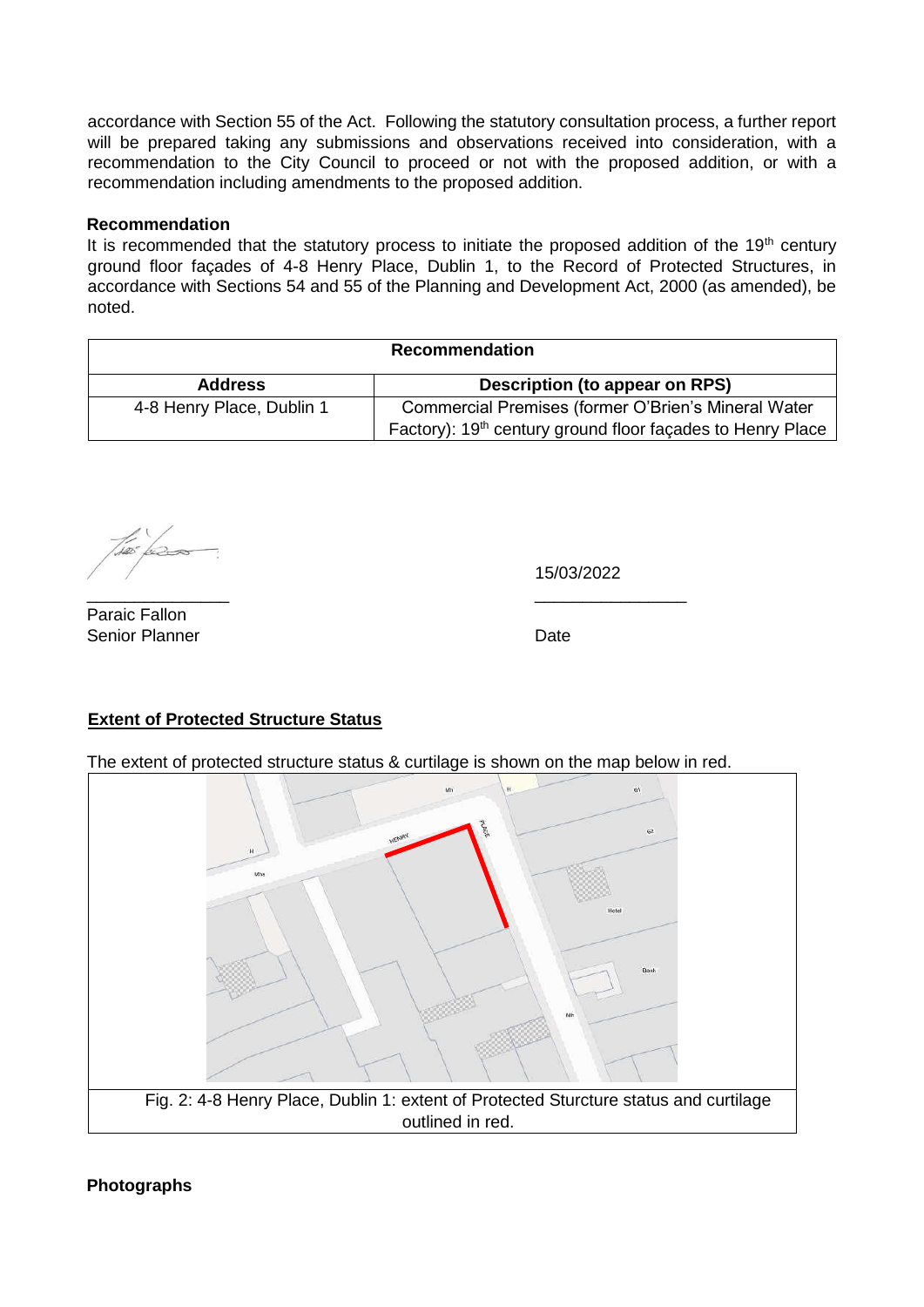accordance with Section 55 of the Act. Following the statutory consultation process, a further report will be prepared taking any submissions and observations received into consideration, with a recommendation to the City Council to proceed or not with the proposed addition, or with a recommendation including amendments to the proposed addition.

**Recommendation**

It is recommended that the statutory process to initiate the proposed addition of the 19th century ground floor façades of 4-8 Henry Place, Dublin 1, to the Record of Protected Structures, in accordance with Sections 54 and 55 of the Planning and Development Act, 2000 (as amended), be noted.

| **Recommendation** | |
|---|---|
| **Address** | **Description (to appear on RPS)** |
| 4-8 Henry Place, Dublin 1 | Commercial Premises (former O'Brien's Mineral Water Factory): 19th century ground floor façades to Henry Place |

Paraic Fallon
Senior Planner

15/03/2022
Date

## Extent of Protected Structure Status

The extent of protected structure status & curtilage is shown on the map below in red.

Fig. 2: 4-8 Henry Place, Dublin 1: extent of Protected Sturcture status and curtilage outlined in red.

**Photographs**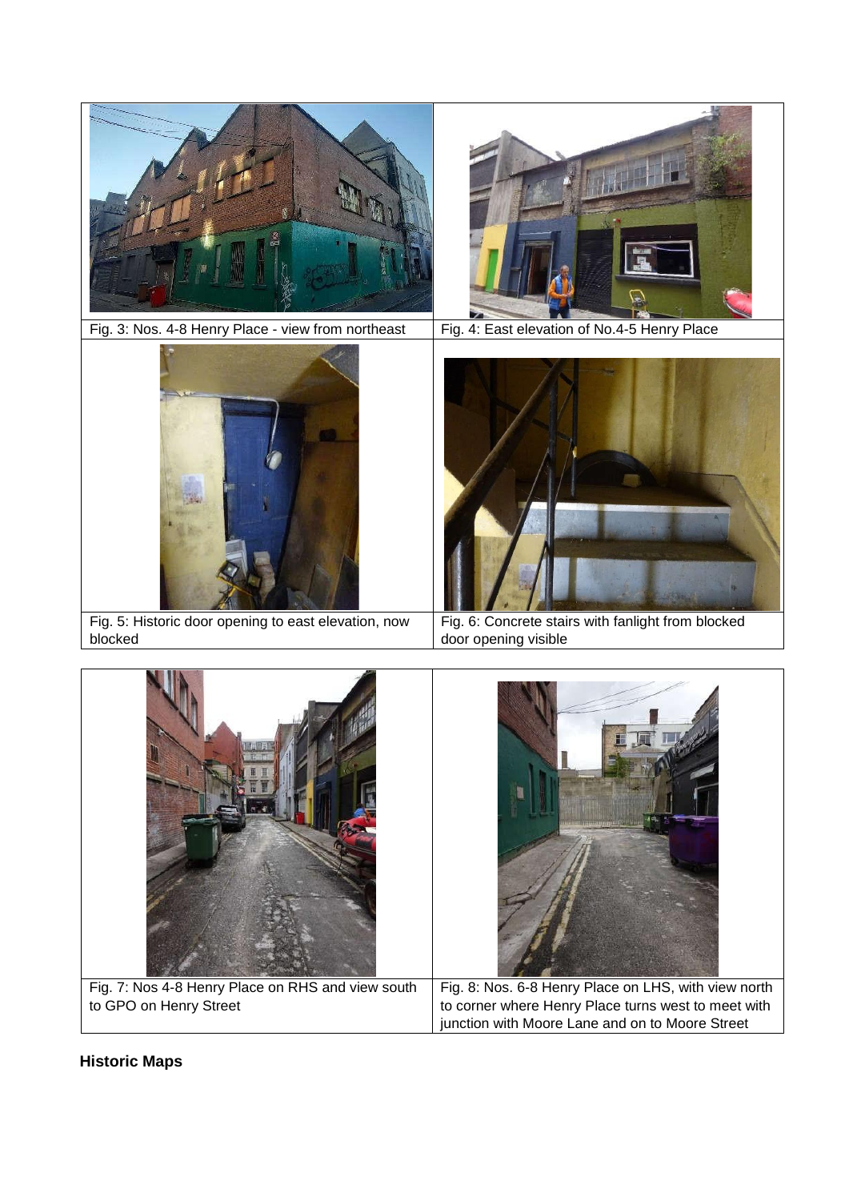Fig. 3: Nos. 4-8 Henry Place - view from northeast

Fig. 4: East elevation of No.4-5 Henry Place

Fig. 5: Historic door opening to east elevation, now blocked

Fig. 6: Concrete stairs with fanlight from blocked door opening visible

Fig. 7: Nos 4-8 Henry Place on RHS and view south to GPO on Henry Street

Fig. 8: Nos. 6-8 Henry Place on LHS, with view north to corner where Henry Place turns west to meet with junction with Moore Lane and on to Moore Street

**Historic Maps**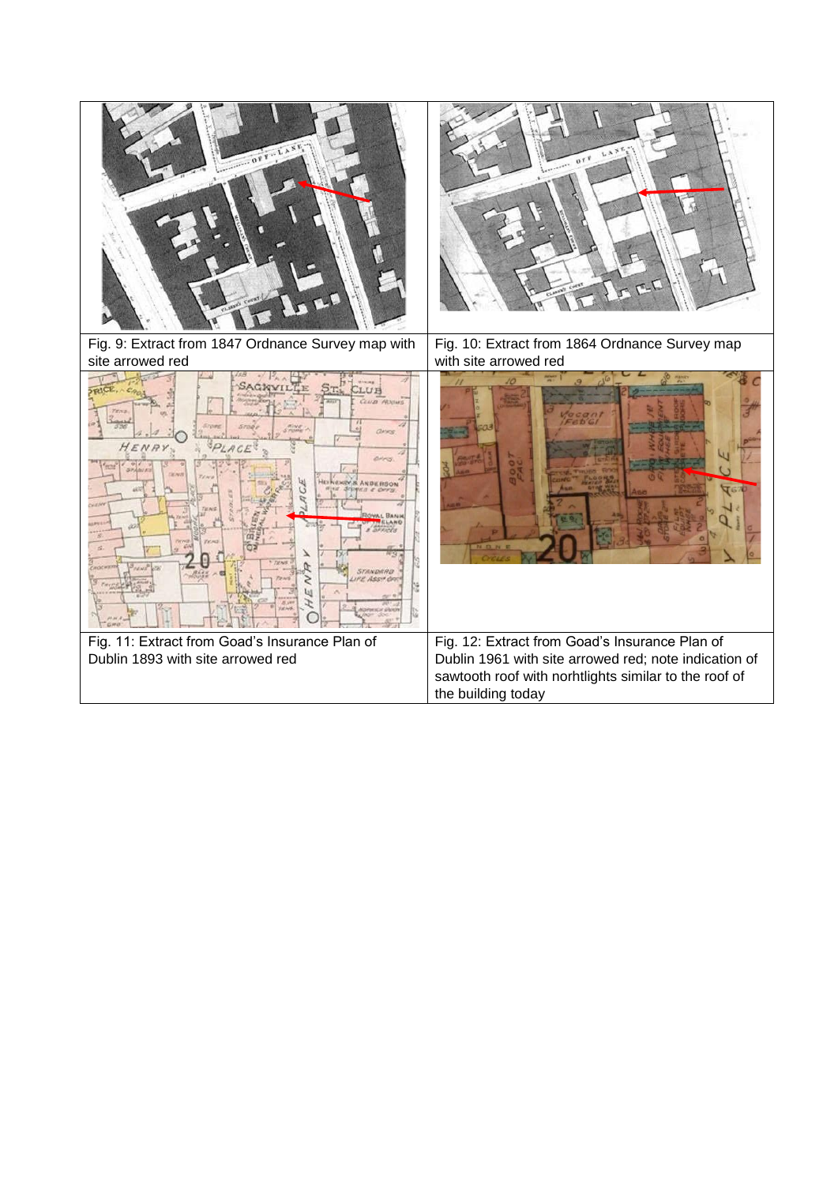Fig. 9: Extract from 1847 Ordnance Survey map with site arrowed red

Fig. 10: Extract from 1864 Ordnance Survey map with site arrowed red

Fig. 11: Extract from Goad's Insurance Plan of Dublin 1893 with site arrowed red

Fig. 12: Extract from Goad's Insurance Plan of Dublin 1961 with site arrowed red; note indication of sawtooth roof with norhtlights similar to the roof of the building today